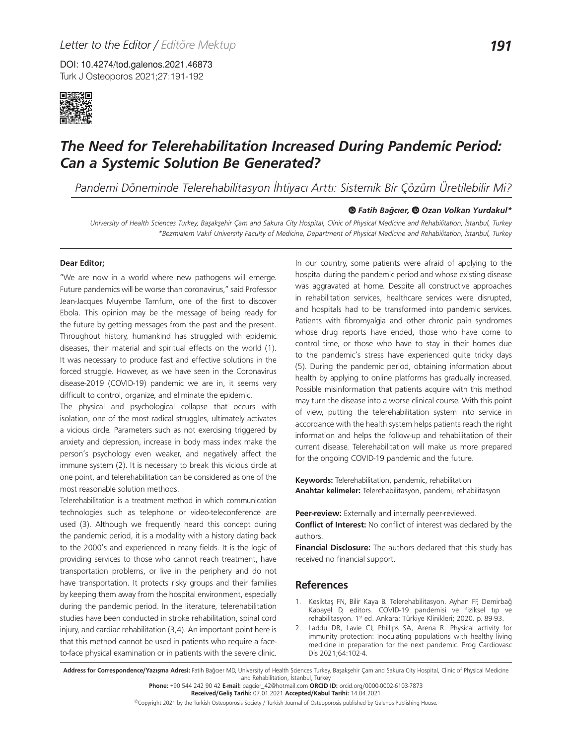Letter to the Editor / Editöre Mektup

DOI: 10.4274/tod.galenos.2021.46873

# The Need for Telerehabilitation Increased During Pandemic Period: Can a Systemic Solution Be Generated?

*Pandemi Döneminde Telerehabilitasyon İhtiyacı Arttı: Sistemik Bir Çözüm Üretilebilir Mi?*

**Fatih Bağcıer, Ozan Volkan Yurdakul***

*University of Health Sciences Turkey, Başakşehir Çam and Sakura City Hospital, Clinic of Physical Medicine and Rehabilitation, İstanbul, Turkey*
*\*Bezmialem Vakıf University Faculty of Medicine, Department of Physical Medicine and Rehabilitation, İstanbul, Turkey*

**Dear Editor;**

"We are now in a world where new pathogens will emerge. Future pandemics will be worse than coronavirus," said Professor Jean-Jacques Muyembe Tamfum, one of the first to discover Ebola. This opinion may be the message of being ready for the future by getting messages from the past and the present. Throughout history, humankind has struggled with epidemic diseases, their material and spiritual effects on the world (1). It was necessary to produce fast and effective solutions in the forced struggle. However, as we have seen in the Coronavirus disease-2019 (COVID-19) pandemic we are in, it seems very difficult to control, organize, and eliminate the epidemic.

The physical and psychological collapse that occurs with isolation, one of the most radical struggles, ultimately activates a vicious circle. Parameters such as not exercising triggered by anxiety and depression, increase in body mass index make the person's psychology even weaker, and negatively affect the immune system (2). It is necessary to break this vicious circle at one point, and telerehabilitation can be considered as one of the most reasonable solution methods.

Telerehabilitation is a treatment method in which communication technologies such as telephone or video-teleconference are used (3). Although we frequently heard this concept during the pandemic period, it is a modality with a history dating back to the 2000's and experienced in many fields. It is the logic of providing services to those who cannot reach treatment, have transportation problems, or live in the periphery and do not have transportation. It protects risky groups and their families by keeping them away from the hospital environment, especially during the pandemic period. In the literature, telerehabilitation studies have been conducted in stroke rehabilitation, spinal cord injury, and cardiac rehabilitation (3,4). An important point here is that this method cannot be used in patients who require a face-to-face physical examination or in patients with the severe clinic.

In our country, some patients were afraid of applying to the hospital during the pandemic period and whose existing disease was aggravated at home. Despite all constructive approaches in rehabilitation services, healthcare services were disrupted, and hospitals had to be transformed into pandemic services. Patients with fibromyalgia and other chronic pain syndromes whose drug reports have ended, those who have come to control time, or those who have to stay in their homes due to the pandemic's stress have experienced quite tricky days (5). During the pandemic period, obtaining information about health by applying to online platforms has gradually increased. Possible misinformation that patients acquire with this method may turn the disease into a worse clinical course. With this point of view, putting the telerehabilitation system into service in accordance with the health system helps patients reach the right information and helps the follow-up and rehabilitation of their current disease. Telerehabilitation will make us more prepared for the ongoing COVID-19 pandemic and the future.

**Keywords:** Telerehabilitation, pandemic, rehabilitation
**Anahtar kelimeler:** Telerehabilitasyon, pandemi, rehabilitasyon

**Peer-review:** Externally and internally peer-reviewed.
**Conflict of Interest:** No conflict of interest was declared by the authors.
**Financial Disclosure:** The authors declared that this study has received no financial support.

## References

1. Kesiktaş FN, Bilir Kaya B. Telerehabilitasyon. Ayhan FF, Demirbağ Kabayel D, editors. COVID-19 pandemisi ve fiziksel tıp ve rehabilitasyon. 1st ed. Ankara: Türkiye Klinikleri; 2020. p. 89-93.
2. Laddu DR, Lavie CJ, Phillips SA, Arena R. Physical activity for immunity protection: Inoculating populations with healthy living medicine in preparation for the next pandemic. Prog Cardiovasc Dis 2021;64:102-4.

**Address for Correspondence/Yazışma Adresi:** Fatih Bağcıer MD, University of Health Sciences Turkey, Başakşehir Çam and Sakura City Hospital, Clinic of Physical Medicine and Rehabilitation, İstanbul, Turkey
**Phone:** +90 544 242 90 42 **E-mail:** bagcier_42@hotmail.com **ORCID ID:** orcid.org/0000-0002-6103-7873
**Received/Geliş Tarihi:** 07.01.2021 **Accepted/Kabul Tarihi:** 14.04.2021

©Copyright 2021 by the Turkish Osteoporosis Society / Turkish Journal of Osteoporosis published by Galenos Publishing House.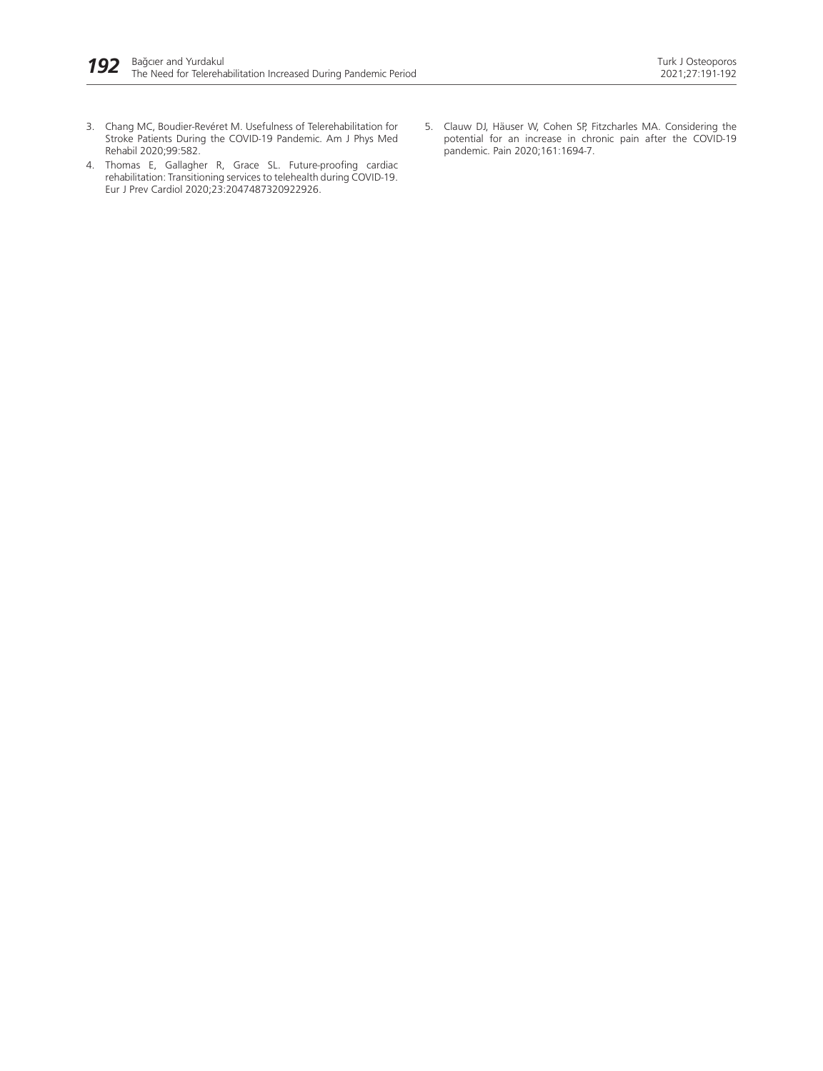3. Chang MC, Boudier-Revéret M. Usefulness of Telerehabilitation for Stroke Patients During the COVID-19 Pandemic. Am J Phys Med Rehabil 2020;99:582.
4. Thomas E, Gallagher R, Grace SL. Future-proofing cardiac rehabilitation: Transitioning services to telehealth during COVID-19. Eur J Prev Cardiol 2020;23:2047487320922926.
5. Clauw DJ, Häuser W, Cohen SP, Fitzcharles MA. Considering the potential for an increase in chronic pain after the COVID-19 pandemic. Pain 2020;161:1694-7.